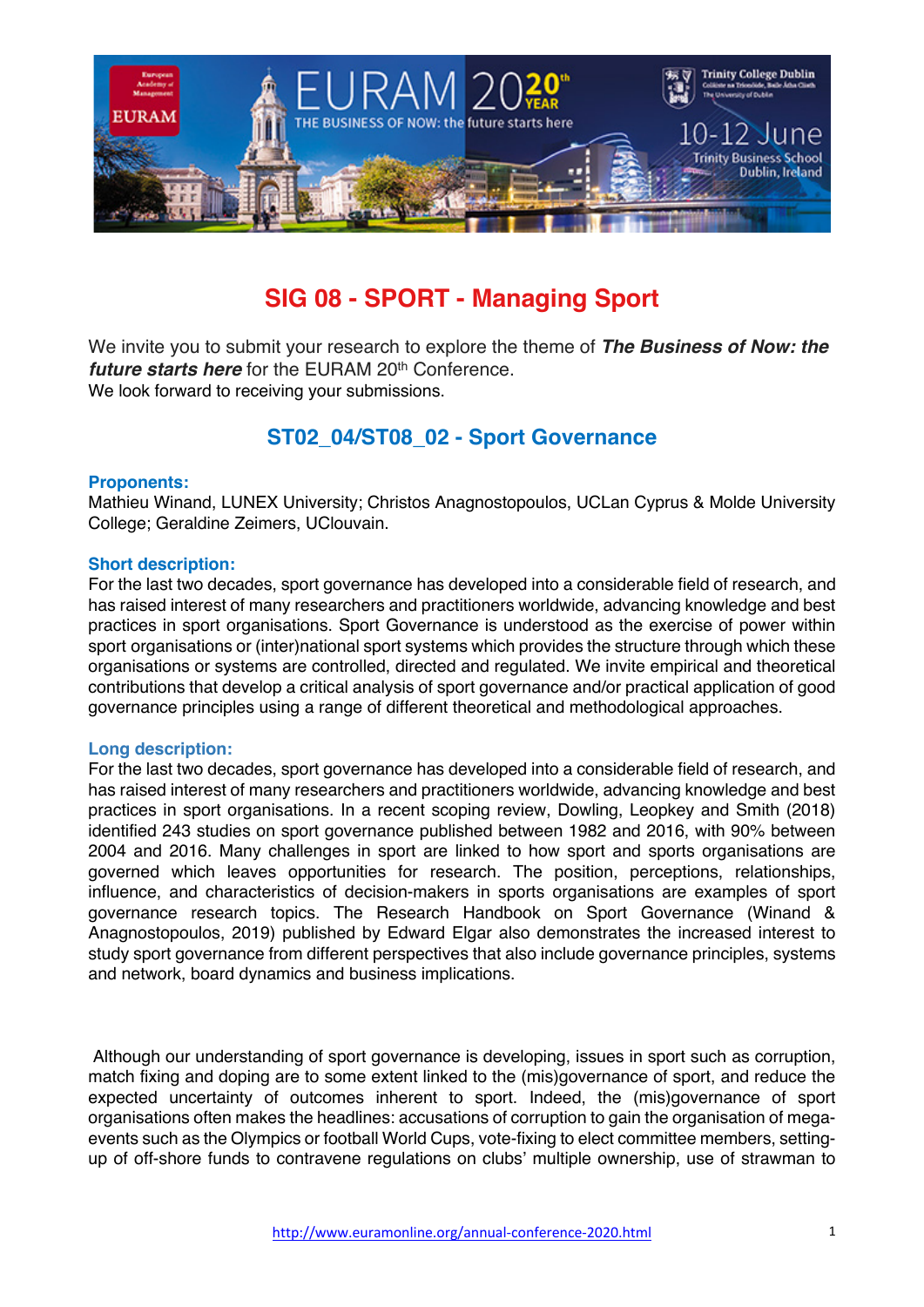# SIG 08 - SPORT - Managing Sport

We invite you to submit your research to explore the theme of ***The Business of Now: the future starts here*** for the EURAM 20th Conference.
We look forward to receiving your submissions.

## ST02_04/ST08_02 - Sport Governance

### Proponents:

Mathieu Winand, LUNEX University; Christos Anagnostopoulos, UCLan Cyprus & Molde University College; Geraldine Zeimers, UClouvain.

### Short description:

For the last two decades, sport governance has developed into a considerable field of research, and has raised interest of many researchers and practitioners worldwide, advancing knowledge and best practices in sport organisations. Sport Governance is understood as the exercise of power within sport organisations or (inter)national sport systems which provides the structure through which these organisations or systems are controlled, directed and regulated. We invite empirical and theoretical contributions that develop a critical analysis of sport governance and/or practical application of good governance principles using a range of different theoretical and methodological approaches.

### Long description:

For the last two decades, sport governance has developed into a considerable field of research, and has raised interest of many researchers and practitioners worldwide, advancing knowledge and best practices in sport organisations. In a recent scoping review, Dowling, Leopkey and Smith (2018) identified 243 studies on sport governance published between 1982 and 2016, with 90% between 2004 and 2016. Many challenges in sport are linked to how sport and sports organisations are governed which leaves opportunities for research. The position, perceptions, relationships, influence, and characteristics of decision-makers in sports organisations are examples of sport governance research topics. The Research Handbook on Sport Governance (Winand & Anagnostopoulos, 2019) published by Edward Elgar also demonstrates the increased interest to study sport governance from different perspectives that also include governance principles, systems and network, board dynamics and business implications.

Although our understanding of sport governance is developing, issues in sport such as corruption, match fixing and doping are to some extent linked to the (mis)governance of sport, and reduce the expected uncertainty of outcomes inherent to sport. Indeed, the (mis)governance of sport organisations often makes the headlines: accusations of corruption to gain the organisation of mega-events such as the Olympics or football World Cups, vote-fixing to elect committee members, setting-up of off-shore funds to contravene regulations on clubs' multiple ownership, use of strawman to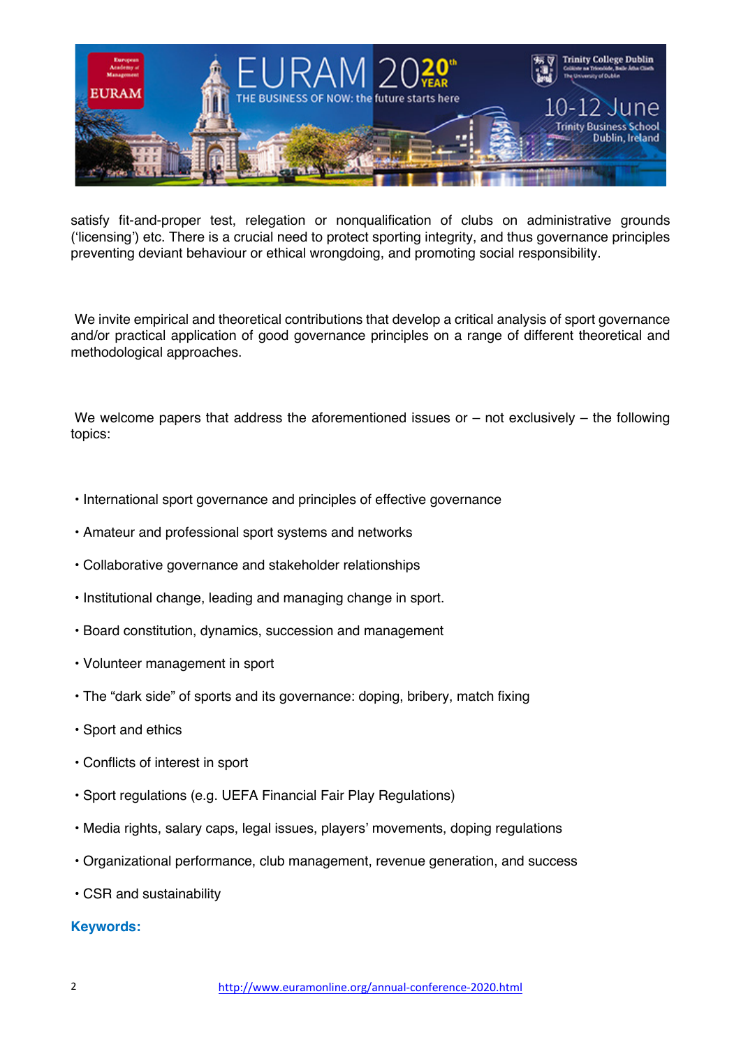satisfy fit-and-proper test, relegation or nonqualification of clubs on administrative grounds ('licensing') etc. There is a crucial need to protect sporting integrity, and thus governance principles preventing deviant behaviour or ethical wrongdoing, and promoting social responsibility.

We invite empirical and theoretical contributions that develop a critical analysis of sport governance and/or practical application of good governance principles on a range of different theoretical and methodological approaches.

We welcome papers that address the aforementioned issues or – not exclusively – the following topics:

- International sport governance and principles of effective governance
- Amateur and professional sport systems and networks
- Collaborative governance and stakeholder relationships
- Institutional change, leading and managing change in sport.
- Board constitution, dynamics, succession and management
- Volunteer management in sport
- The "dark side" of sports and its governance: doping, bribery, match fixing
- Sport and ethics
- Conflicts of interest in sport
- Sport regulations (e.g. UEFA Financial Fair Play Regulations)
- Media rights, salary caps, legal issues, players' movements, doping regulations
- Organizational performance, club management, revenue generation, and success
- CSR and sustainability

**Keywords:**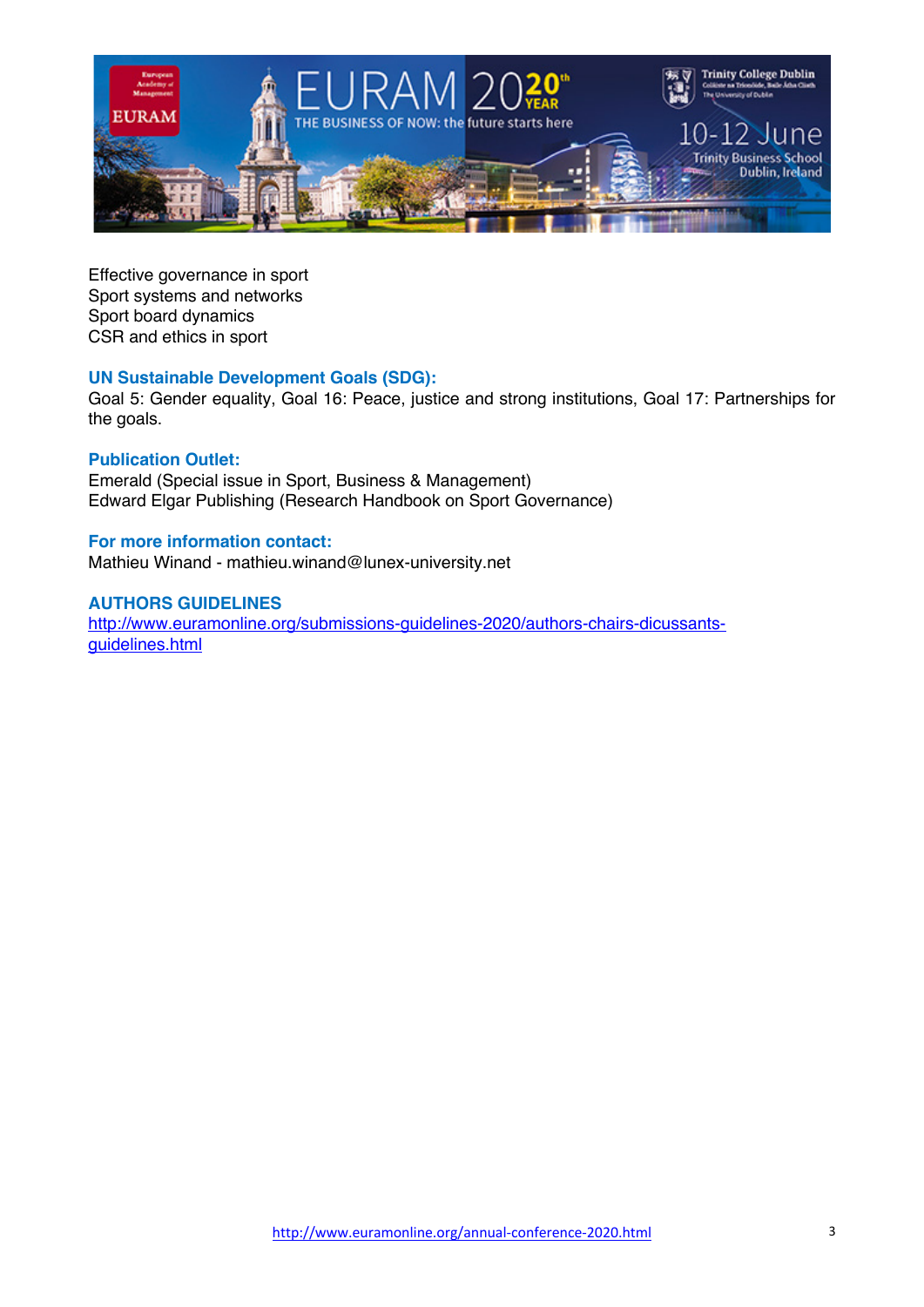Effective governance in sport
Sport systems and networks
Sport board dynamics
CSR and ethics in sport

**UN Sustainable Development Goals (SDG):**
Goal 5: Gender equality, Goal 16: Peace, justice and strong institutions, Goal 17: Partnerships for the goals.

**Publication Outlet:**
Emerald (Special issue in Sport, Business & Management)
Edward Elgar Publishing (Research Handbook on Sport Governance)

**For more information contact:**
Mathieu Winand - mathieu.winand@lunex-university.net

**AUTHORS GUIDELINES**
http://www.euramonline.org/submissions-guidelines-2020/authors-chairs-dicussants-guidelines.html